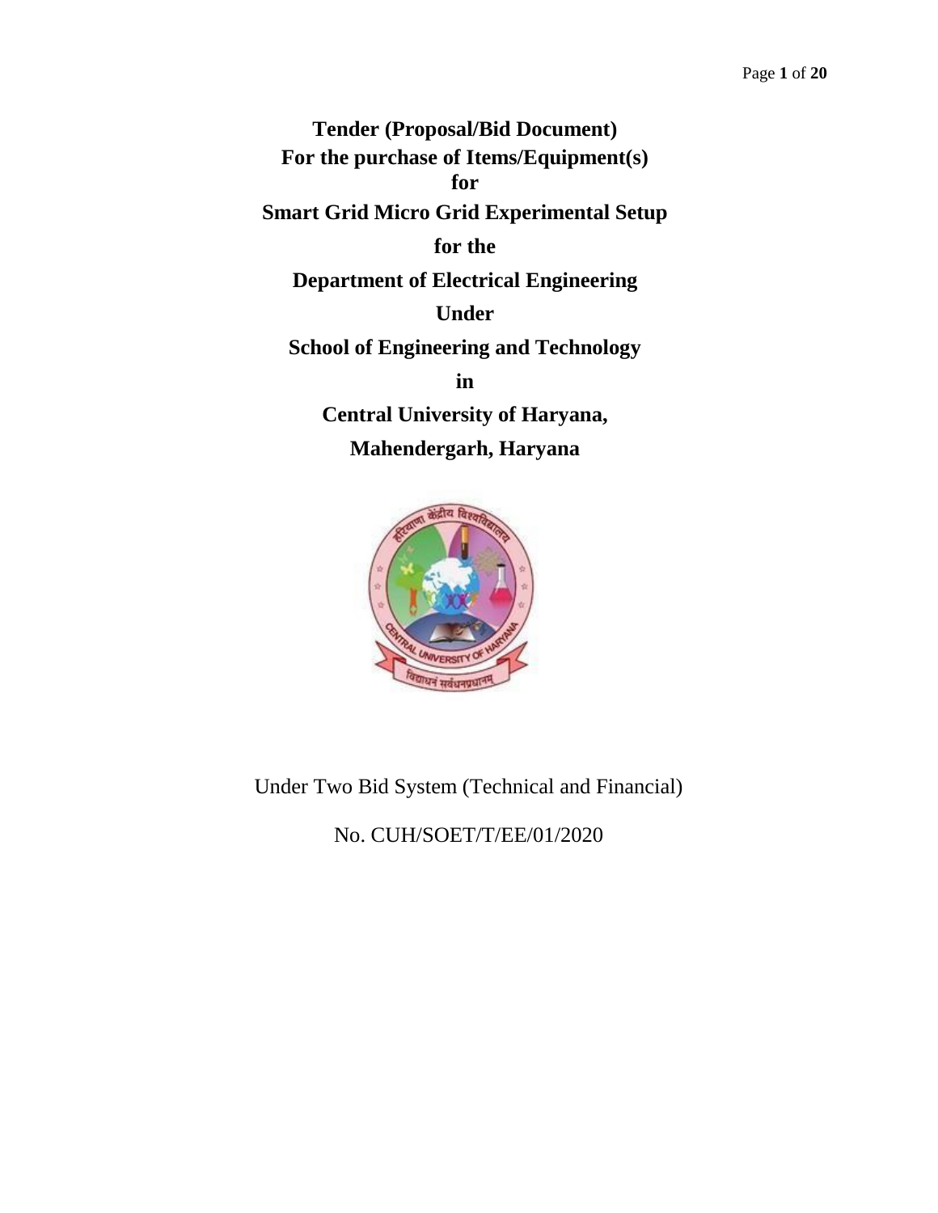# Tender (Proposal/Bid Document)
# For the purchase of Items/Equipment(s)
# for
# Smart Grid Micro Grid Experimental Setup
# for the
# Department of Electrical Engineering
# Under
# School of Engineering and Technology
# in
# Central University of Haryana,
# Mahendergarh, Haryana

Under Two Bid System (Technical and Financial)

No. CUH/SOET/T/EE/01/2020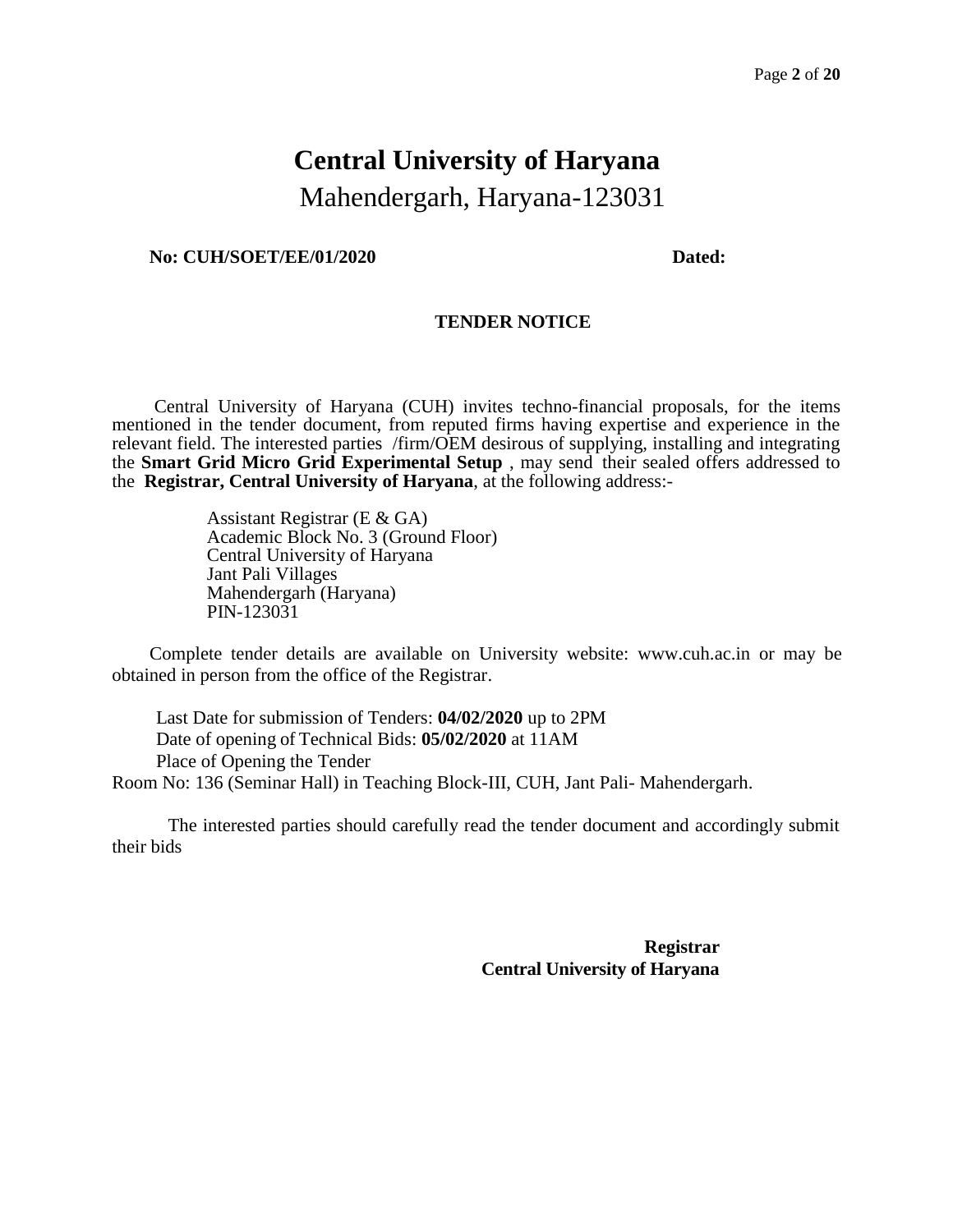# Central University of Haryana

Mahendergarh, Haryana-123031

**No: CUH/SOET/EE/01/2020** **Dated:**

## TENDER NOTICE

Central University of Haryana (CUH) invites techno-financial proposals, for the items mentioned in the tender document, from reputed firms having expertise and experience in the relevant field. The interested parties /firm/OEM desirous of supplying, installing and integrating the **Smart Grid Micro Grid Experimental Setup** , may send their sealed offers addressed to the **Registrar, Central University of Haryana**, at the following address:-

Assistant Registrar (E & GA)
Academic Block No. 3 (Ground Floor)
Central University of Haryana
Jant Pali Villages
Mahendergarh (Haryana)
PIN-123031

Complete tender details are available on University website: www.cuh.ac.in or may be obtained in person from the office of the Registrar.

Last Date for submission of Tenders: **04/02/2020** up to 2PM
Date of opening of Technical Bids: **05/02/2020** at 11AM
Place of Opening the Tender
Room No: 136 (Seminar Hall) in Teaching Block-III, CUH, Jant Pali- Mahendergarh.

The interested parties should carefully read the tender document and accordingly submit their bids

**Registrar**
**Central University of Haryana**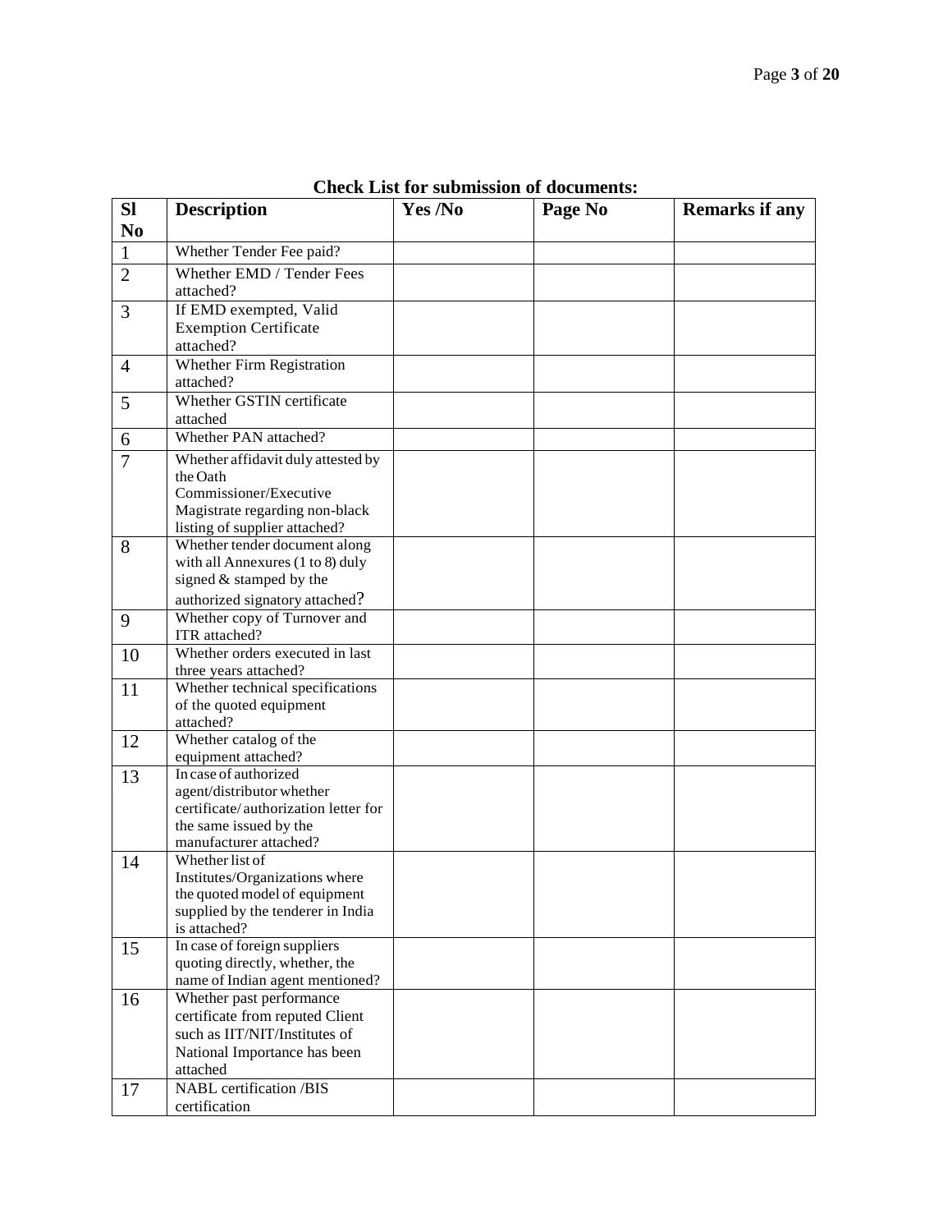**Check List for submission of documents:**

| Sl No | Description | Yes /No | Page No | Remarks if any |
|---|---|---|---|---|
| 1 | Whether Tender Fee paid? | | | |
| 2 | Whether EMD / Tender Fees attached? | | | |
| 3 | If EMD exempted, Valid Exemption Certificate attached? | | | |
| 4 | Whether Firm Registration attached? | | | |
| 5 | Whether GSTIN certificate attached | | | |
| 6 | Whether PAN attached? | | | |
| 7 | Whether affidavit duly attested by the Oath Commissioner/Executive Magistrate regarding non-black listing of supplier attached? | | | |
| 8 | Whether tender document along with all Annexures (1 to 8) duly signed & stamped by the authorized signatory attached? | | | |
| 9 | Whether copy of Turnover and ITR attached? | | | |
| 10 | Whether orders executed in last three years attached? | | | |
| 11 | Whether technical specifications of the quoted equipment attached? | | | |
| 12 | Whether catalog of the equipment attached? | | | |
| 13 | In case of authorized agent/distributor whether certificate/ authorization letter for the same issued by the manufacturer attached? | | | |
| 14 | Whether list of Institutes/Organizations where the quoted model of equipment supplied by the tenderer in India is attached? | | | |
| 15 | In case of foreign suppliers quoting directly, whether, the name of Indian agent mentioned? | | | |
| 16 | Whether past performance certificate from reputed Client such as IIT/NIT/Institutes of National Importance has been attached | | | |
| 17 | NABL certification /BIS certification | | | |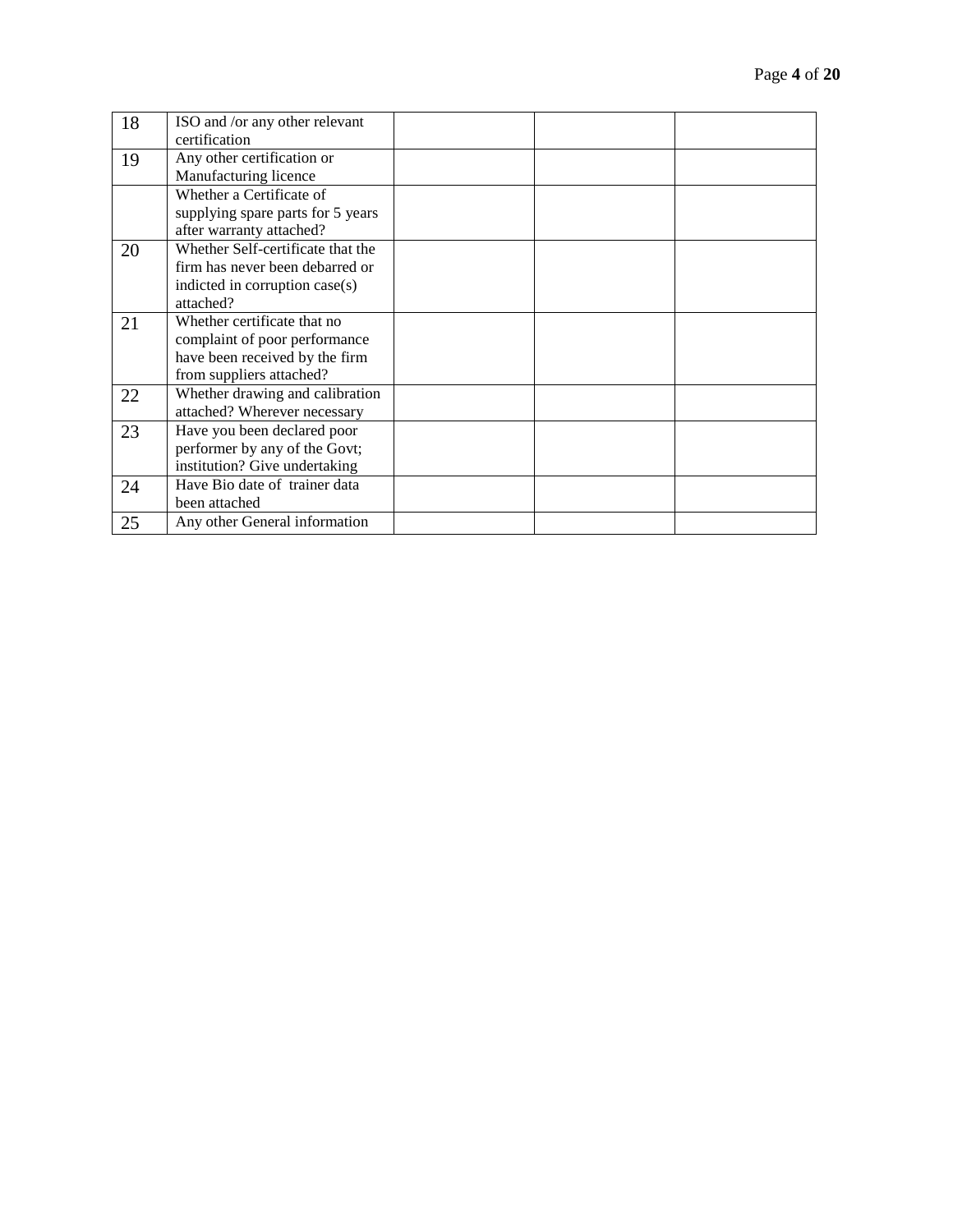| | | | | |
|---|---|---|---|---|
| 18 | ISO and /or any other relevant certification | | | |
| 19 | Any other certification or Manufacturing licence | | | |
| | Whether a Certificate of supplying spare parts for 5 years after warranty attached? | | | |
| 20 | Whether Self-certificate that the firm has never been debarred or indicted in corruption case(s) attached? | | | |
| 21 | Whether certificate that no complaint of poor performance have been received by the firm from suppliers attached? | | | |
| 22 | Whether drawing and calibration attached? Wherever necessary | | | |
| 23 | Have you been declared poor performer by any of the Govt; institution? Give undertaking | | | |
| 24 | Have Bio date of trainer data been attached | | | |
| 25 | Any other General information | | | |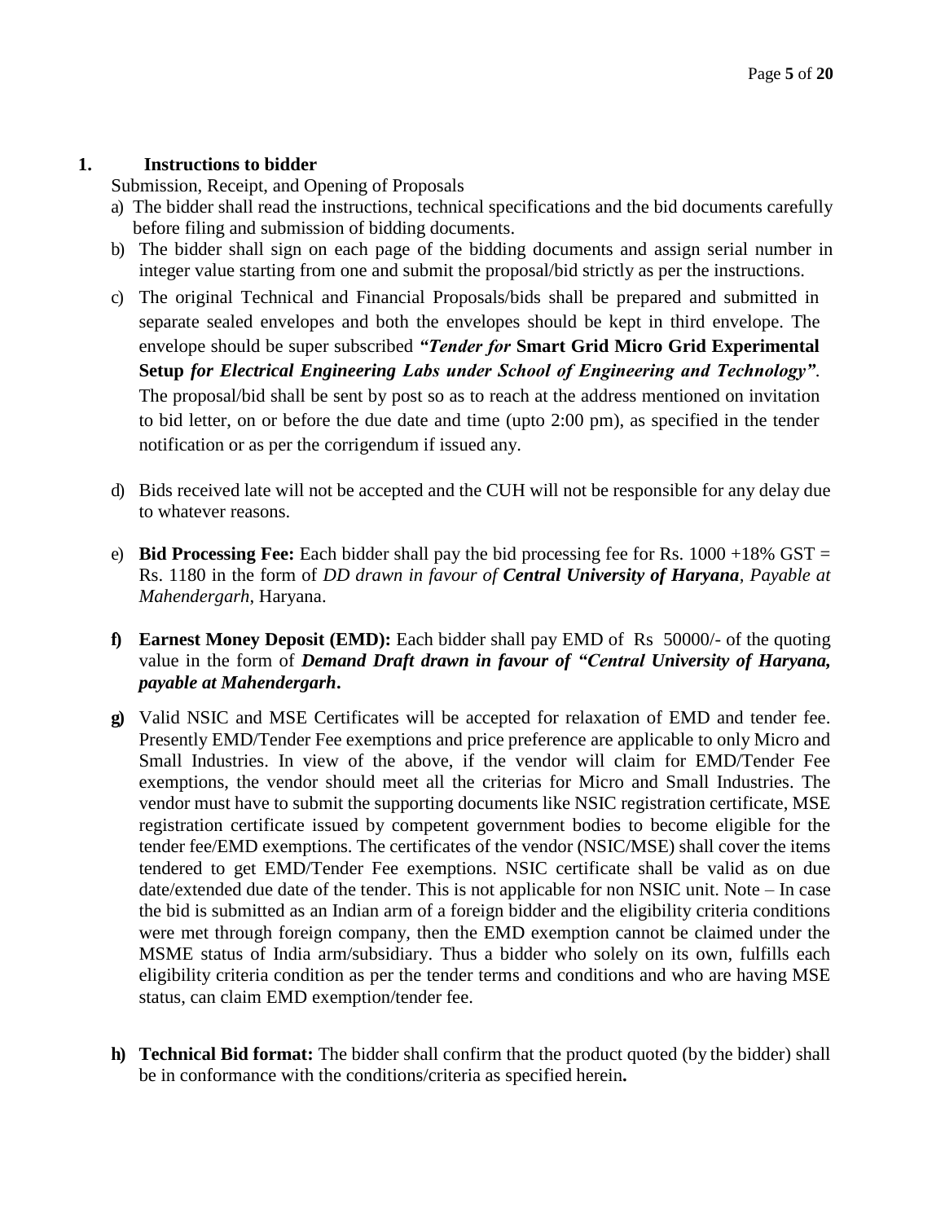## 1. Instructions to bidder

Submission, Receipt, and Opening of Proposals

a) The bidder shall read the instructions, technical specifications and the bid documents carefully before filing and submission of bidding documents.

b) The bidder shall sign on each page of the bidding documents and assign serial number in integer value starting from one and submit the proposal/bid strictly as per the instructions.

c) The original Technical and Financial Proposals/bids shall be prepared and submitted in separate sealed envelopes and both the envelopes should be kept in third envelope. The envelope should be super subscribed ***"Tender for* Smart Grid Micro Grid Experimental Setup *for Electrical Engineering Labs under School of Engineering and Technology"***. The proposal/bid shall be sent by post so as to reach at the address mentioned on invitation to bid letter, on or before the due date and time (upto 2:00 pm), as specified in the tender notification or as per the corrigendum if issued any.

d) Bids received late will not be accepted and the CUH will not be responsible for any delay due to whatever reasons.

e) **Bid Processing Fee:** Each bidder shall pay the bid processing fee for Rs. 1000 +18% GST = Rs. 1180 in the form of *DD drawn in favour of **Central University of Haryana**, Payable at Mahendergarh*, Haryana.

**f) Earnest Money Deposit (EMD):** Each bidder shall pay EMD of Rs 50000/- of the quoting value in the form of ***Demand Draft drawn in favour of "Central University of Haryana, payable at Mahendergarh*.**

**g)** Valid NSIC and MSE Certificates will be accepted for relaxation of EMD and tender fee. Presently EMD/Tender Fee exemptions and price preference are applicable to only Micro and Small Industries. In view of the above, if the vendor will claim for EMD/Tender Fee exemptions, the vendor should meet all the criterias for Micro and Small Industries. The vendor must have to submit the supporting documents like NSIC registration certificate, MSE registration certificate issued by competent government bodies to become eligible for the tender fee/EMD exemptions. The certificates of the vendor (NSIC/MSE) shall cover the items tendered to get EMD/Tender Fee exemptions. NSIC certificate shall be valid as on due date/extended due date of the tender. This is not applicable for non NSIC unit. Note – In case the bid is submitted as an Indian arm of a foreign bidder and the eligibility criteria conditions were met through foreign company, then the EMD exemption cannot be claimed under the MSME status of India arm/subsidiary. Thus a bidder who solely on its own, fulfills each eligibility criteria condition as per the tender terms and conditions and who are having MSE status, can claim EMD exemption/tender fee.

**h) Technical Bid format:** The bidder shall confirm that the product quoted (by the bidder) shall be in conformance with the conditions/criteria as specified herein**.**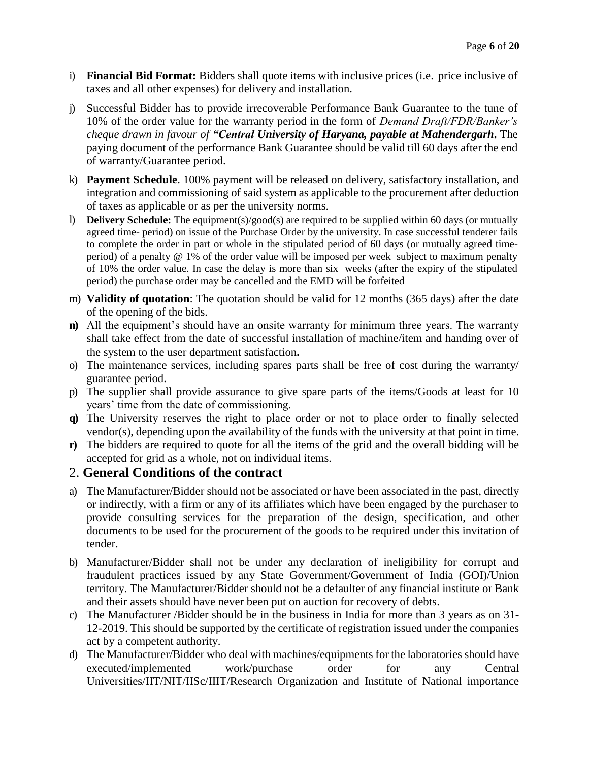i) **Financial Bid Format:** Bidders shall quote items with inclusive prices (i.e. price inclusive of taxes and all other expenses) for delivery and installation.

j) Successful Bidder has to provide irrecoverable Performance Bank Guarantee to the tune of 10% of the order value for the warranty period in the form of *Demand Draft/FDR/Banker's cheque drawn in favour of* ***"Central University of Haryana, payable at Mahendergarh*****.** The paying document of the performance Bank Guarantee should be valid till 60 days after the end of warranty/Guarantee period.

k) **Payment Schedule**. 100% payment will be released on delivery, satisfactory installation, and integration and commissioning of said system as applicable to the procurement after deduction of taxes as applicable or as per the university norms.

l) **Delivery Schedule:** The equipment(s)/good(s) are required to be supplied within 60 days (or mutually agreed time- period) on issue of the Purchase Order by the university. In case successful tenderer fails to complete the order in part or whole in the stipulated period of 60 days (or mutually agreed time-period) of a penalty @ 1% of the order value will be imposed per week subject to maximum penalty of 10% the order value. In case the delay is more than six weeks (after the expiry of the stipulated period) the purchase order may be cancelled and the EMD will be forfeited

m) **Validity of quotation**: The quotation should be valid for 12 months (365 days) after the date of the opening of the bids.

**n)** All the equipment's should have an onsite warranty for minimum three years. The warranty shall take effect from the date of successful installation of machine/item and handing over of the system to the user department satisfaction**.**

o) The maintenance services, including spares parts shall be free of cost during the warranty/ guarantee period.

p) The supplier shall provide assurance to give spare parts of the items/Goods at least for 10 years' time from the date of commissioning.

**q)** The University reserves the right to place order or not to place order to finally selected vendor(s), depending upon the availability of the funds with the university at that point in time.

**r)** The bidders are required to quote for all the items of the grid and the overall bidding will be accepted for grid as a whole, not on individual items.

## 2. **General Conditions of the contract**

a) The Manufacturer/Bidder should not be associated or have been associated in the past, directly or indirectly, with a firm or any of its affiliates which have been engaged by the purchaser to provide consulting services for the preparation of the design, specification, and other documents to be used for the procurement of the goods to be required under this invitation of tender.

b) Manufacturer/Bidder shall not be under any declaration of ineligibility for corrupt and fraudulent practices issued by any State Government/Government of India (GOI)/Union territory. The Manufacturer/Bidder should not be a defaulter of any financial institute or Bank and their assets should have never been put on auction for recovery of debts.

c) The Manufacturer /Bidder should be in the business in India for more than 3 years as on 31-12-2019. This should be supported by the certificate of registration issued under the companies act by a competent authority.

d) The Manufacturer/Bidder who deal with machines/equipments for the laboratories should have executed/implemented work/purchase order for any Central Universities/IIT/NIT/IISc/IIIT/Research Organization and Institute of National importance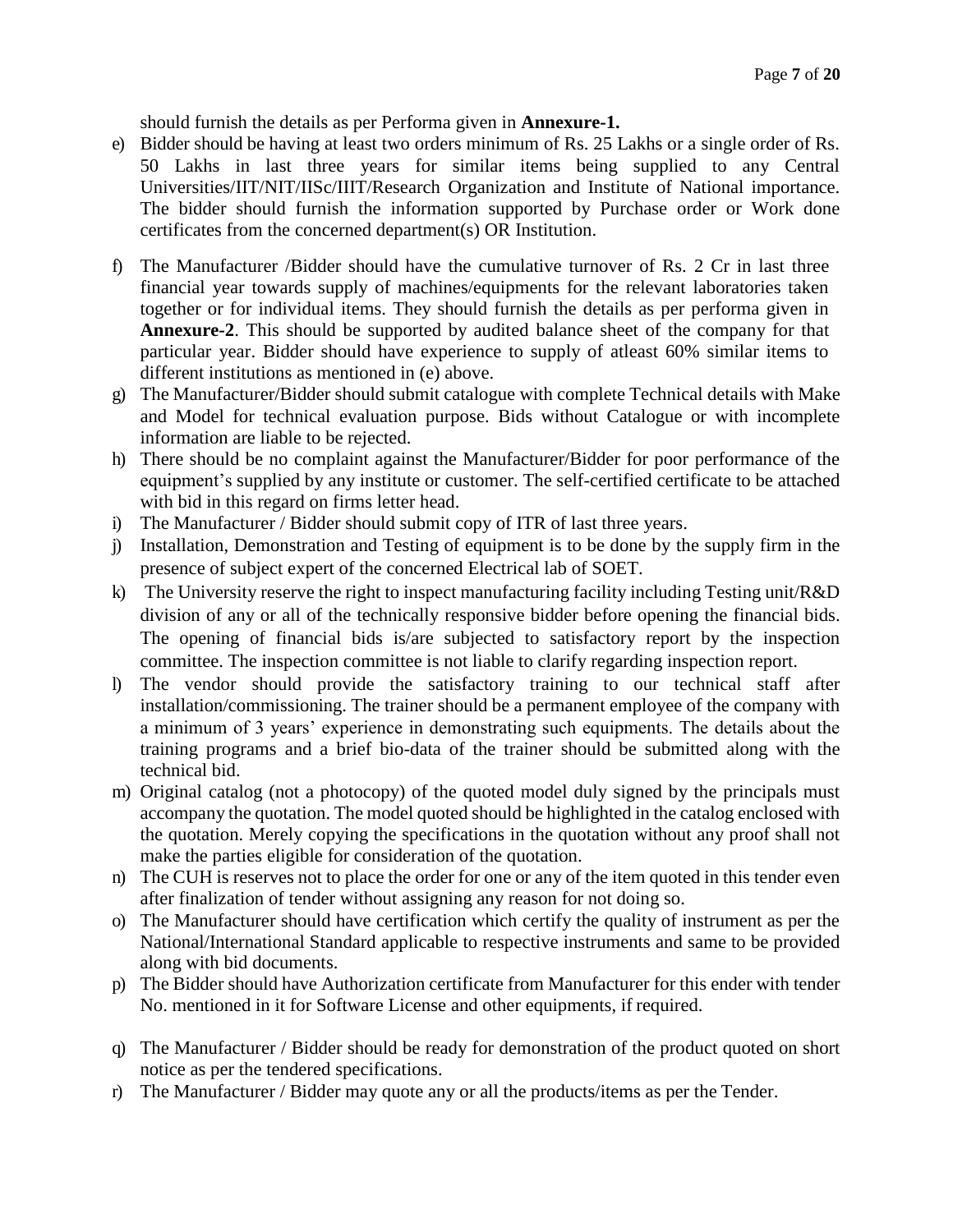should furnish the details as per Performa given in **Annexure-1.**

e) Bidder should be having at least two orders minimum of Rs. 25 Lakhs or a single order of Rs. 50 Lakhs in last three years for similar items being supplied to any Central Universities/IIT/NIT/IISc/IIIT/Research Organization and Institute of National importance. The bidder should furnish the information supported by Purchase order or Work done certificates from the concerned department(s) OR Institution.

f) The Manufacturer /Bidder should have the cumulative turnover of Rs. 2 Cr in last three financial year towards supply of machines/equipments for the relevant laboratories taken together or for individual items. They should furnish the details as per performa given in **Annexure-2**. This should be supported by audited balance sheet of the company for that particular year. Bidder should have experience to supply of atleast 60% similar items to different institutions as mentioned in (e) above.

g) The Manufacturer/Bidder should submit catalogue with complete Technical details with Make and Model for technical evaluation purpose. Bids without Catalogue or with incomplete information are liable to be rejected.

h) There should be no complaint against the Manufacturer/Bidder for poor performance of the equipment's supplied by any institute or customer. The self-certified certificate to be attached with bid in this regard on firms letter head.

i) The Manufacturer / Bidder should submit copy of ITR of last three years.

j) Installation, Demonstration and Testing of equipment is to be done by the supply firm in the presence of subject expert of the concerned Electrical lab of SOET.

k) The University reserve the right to inspect manufacturing facility including Testing unit/R&D division of any or all of the technically responsive bidder before opening the financial bids. The opening of financial bids is/are subjected to satisfactory report by the inspection committee. The inspection committee is not liable to clarify regarding inspection report.

l) The vendor should provide the satisfactory training to our technical staff after installation/commissioning. The trainer should be a permanent employee of the company with a minimum of 3 years' experience in demonstrating such equipments. The details about the training programs and a brief bio-data of the trainer should be submitted along with the technical bid.

m) Original catalog (not a photocopy) of the quoted model duly signed by the principals must accompany the quotation. The model quoted should be highlighted in the catalog enclosed with the quotation. Merely copying the specifications in the quotation without any proof shall not make the parties eligible for consideration of the quotation.

n) The CUH is reserves not to place the order for one or any of the item quoted in this tender even after finalization of tender without assigning any reason for not doing so.

o) The Manufacturer should have certification which certify the quality of instrument as per the National/International Standard applicable to respective instruments and same to be provided along with bid documents.

p) The Bidder should have Authorization certificate from Manufacturer for this ender with tender No. mentioned in it for Software License and other equipments, if required.

q) The Manufacturer / Bidder should be ready for demonstration of the product quoted on short notice as per the tendered specifications.

r) The Manufacturer / Bidder may quote any or all the products/items as per the Tender.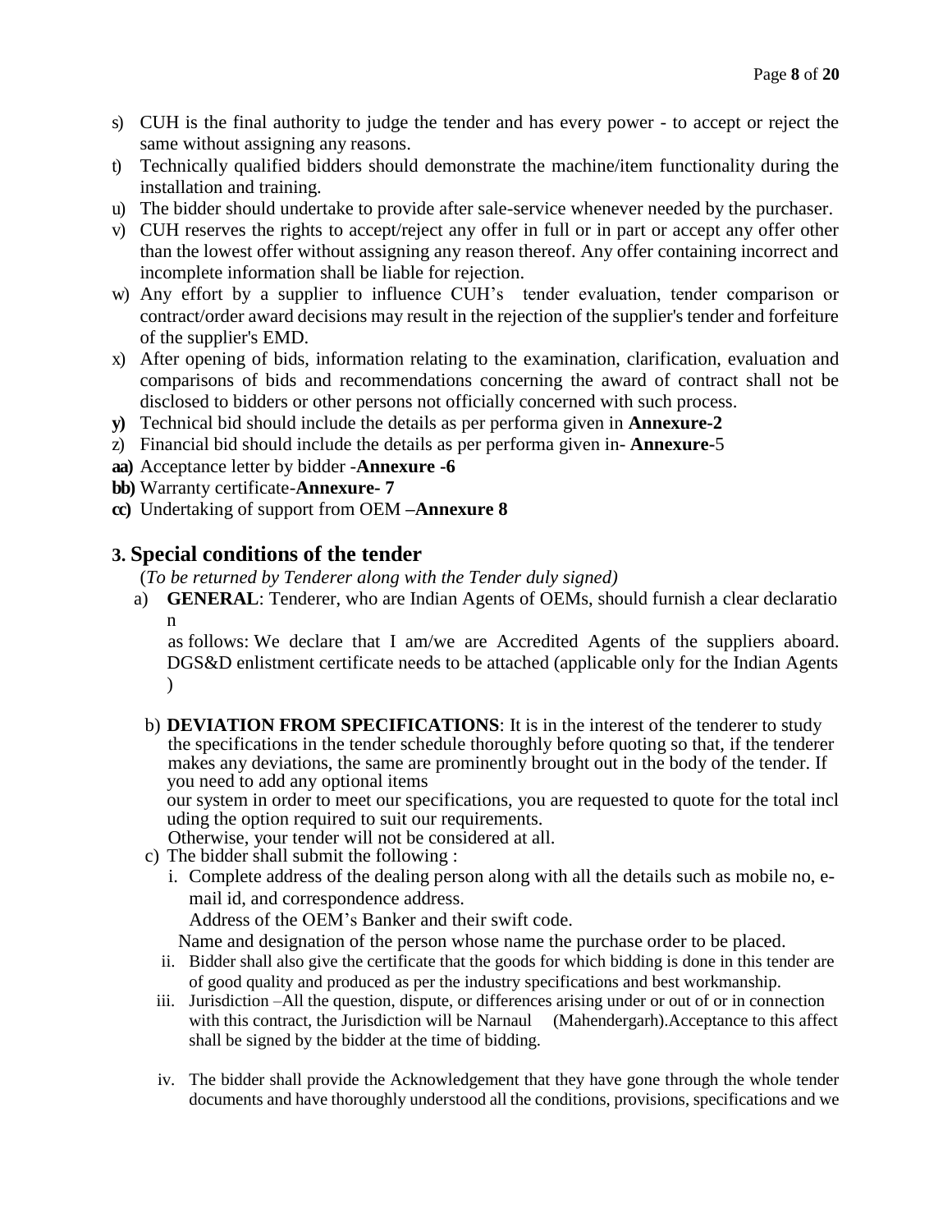s) CUH is the final authority to judge the tender and has every power - to accept or reject the same without assigning any reasons.
t) Technically qualified bidders should demonstrate the machine/item functionality during the installation and training.
u) The bidder should undertake to provide after sale-service whenever needed by the purchaser.
v) CUH reserves the rights to accept/reject any offer in full or in part or accept any offer other than the lowest offer without assigning any reason thereof. Any offer containing incorrect and incomplete information shall be liable for rejection.
w) Any effort by a supplier to influence CUH's tender evaluation, tender comparison or contract/order award decisions may result in the rejection of the supplier's tender and forfeiture of the supplier's EMD.
x) After opening of bids, information relating to the examination, clarification, evaluation and comparisons of bids and recommendations concerning the award of contract shall not be disclosed to bidders or other persons not officially concerned with such process.
**y)** Technical bid should include the details as per performa given in **Annexure-2**
z) Financial bid should include the details as per performa given in- **Annexure-**5
**aa)** Acceptance letter by bidder -**Annexure -6**
**bb)** Warranty certificate-**Annexure- 7**
**cc)** Undertaking of support from OEM –**Annexure 8**

## 3. Special conditions of the tender

(*To be returned by Tenderer along with the Tender duly signed)*

a) **GENERAL**: Tenderer, who are Indian Agents of OEMs, should furnish a clear declaration as follows: We declare that I am/we are Accredited Agents of the suppliers aboard. DGS&D enlistment certificate needs to be attached (applicable only for the Indian Agents)

b) **DEVIATION FROM SPECIFICATIONS**: It is in the interest of the tenderer to study the specifications in the tender schedule thoroughly before quoting so that, if the tenderer makes any deviations, the same are prominently brought out in the body of the tender. If you need to add any optional items our system in order to meet our specifications, you are requested to quote for the total including the option required to suit our requirements. Otherwise, your tender will not be considered at all.

c) The bidder shall submit the following :

i. Complete address of the dealing person along with all the details such as mobile no, e-mail id, and correspondence address.
Address of the OEM's Banker and their swift code.
Name and designation of the person whose name the purchase order to be placed.

ii. Bidder shall also give the certificate that the goods for which bidding is done in this tender are of good quality and produced as per the industry specifications and best workmanship.

iii. Jurisdiction –All the question, dispute, or differences arising under or out of or in connection with this contract, the Jurisdiction will be Narnaul (Mahendergarh).Acceptance to this affect shall be signed by the bidder at the time of bidding.

iv. The bidder shall provide the Acknowledgement that they have gone through the whole tender documents and have thoroughly understood all the conditions, provisions, specifications and we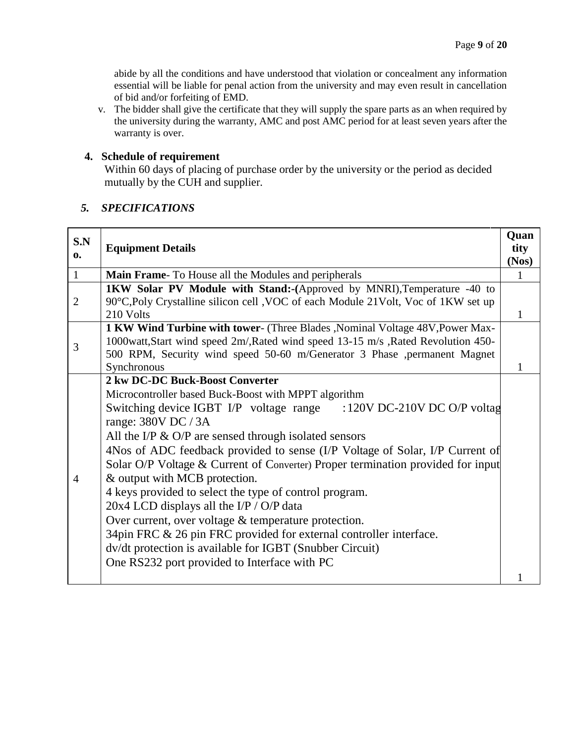abide by all the conditions and have understood that violation or concealment any information essential will be liable for penal action from the university and may even result in cancellation of bid and/or forfeiting of EMD.

v. The bidder shall give the certificate that they will supply the spare parts as an when required by the university during the warranty, AMC and post AMC period for at least seven years after the warranty is over.

**4. Schedule of requirement**

Within 60 days of placing of purchase order by the university or the period as decided mutually by the CUH and supplier.

***5. SPECIFICATIONS***

| S.No. | Equipment Details | Quantity (Nos) |
|---|---|---|
| 1 | **Main Frame**- To House all the Modules and peripherals | 1 |
| 2 | **1KW Solar PV Module with Stand:-(**Approved by MNRI),Temperature -40 to 90°C,Poly Crystalline silicon cell ,VOC of each Module 21Volt, Voc of 1KW set up 210 Volts | 1 |
| 3 | **1 KW Wind Turbine with tower**- (Three Blades ,Nominal Voltage 48V,Power Max-1000watt,Start wind speed 2m/,Rated wind speed 13-15 m/s ,Rated Revolution 450-500 RPM, Security wind speed 50-60 m/Generator 3 Phase ,permanent Magnet Synchronous | 1 |
| 4 | **2 kw DC-DC Buck-Boost Converter**<br>Microcontroller based Buck-Boost with MPPT algorithm<br>Switching device IGBT I/P voltage range :120V DC-210V DC O/P voltag range: 380V DC / 3A<br>All the I/P & O/P are sensed through isolated sensors<br>4Nos of ADC feedback provided to sense (I/P Voltage of Solar, I/P Current of Solar O/P Voltage & Current of Converter) Proper termination provided for input & output with MCB protection.<br>4 keys provided to select the type of control program.<br>20x4 LCD displays all the I/P / O/P data<br>Over current, over voltage & temperature protection.<br>34pin FRC & 26 pin FRC provided for external controller interface.<br>dv/dt protection is available for IGBT (Snubber Circuit)<br>One RS232 port provided to Interface with PC | 1 |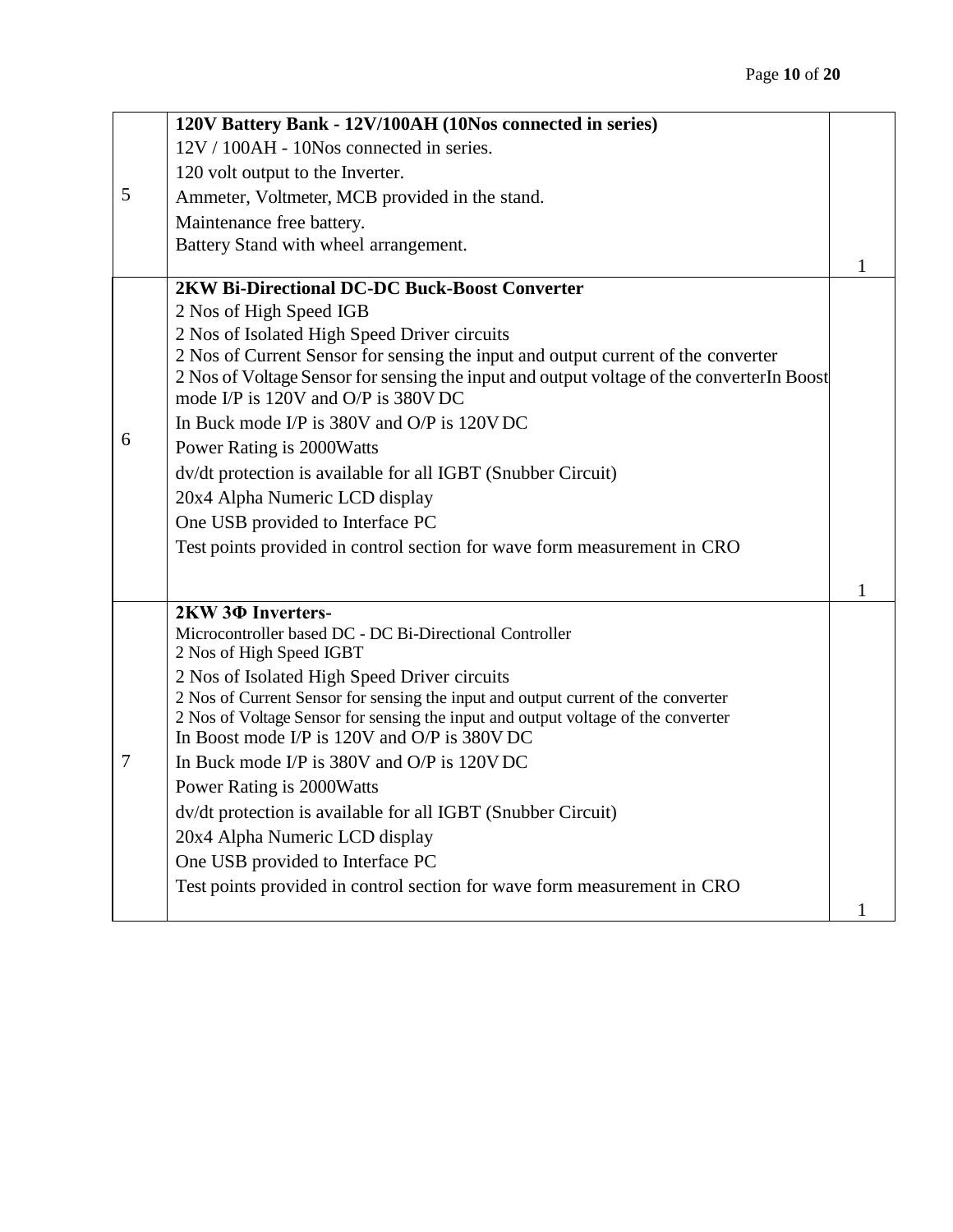| | | |
|---|---|---|
| 5 | **120V Battery Bank - 12V/100AH (10Nos connected in series)**<br>12V / 100AH - 10Nos connected in series.<br>120 volt output to the Inverter.<br>Ammeter, Voltmeter, MCB provided in the stand.<br>Maintenance free battery.<br>Battery Stand with wheel arrangement. | 1 |
| 6 | **2KW Bi-Directional DC-DC Buck-Boost Converter**<br>2 Nos of High Speed IGB<br>2 Nos of Isolated High Speed Driver circuits<br>2 Nos of Current Sensor for sensing the input and output current of the converter<br>2 Nos of Voltage Sensor for sensing the input and output voltage of the converterIn Boost mode I/P is 120V and O/P is 380V DC<br>In Buck mode I/P is 380V and O/P is 120V DC<br>Power Rating is 2000Watts<br>dv/dt protection is available for all IGBT (Snubber Circuit)<br>20x4 Alpha Numeric LCD display<br>One USB provided to Interface PC<br>Test points provided in control section for wave form measurement in CRO | 1 |
| 7 | **2KW 3Φ Inverters-**<br>Microcontroller based DC - DC Bi-Directional Controller<br>2 Nos of High Speed IGBT<br>2 Nos of Isolated High Speed Driver circuits<br>2 Nos of Current Sensor for sensing the input and output current of the converter<br>2 Nos of Voltage Sensor for sensing the input and output voltage of the converter<br>In Boost mode I/P is 120V and O/P is 380V DC<br>In Buck mode I/P is 380V and O/P is 120V DC<br>Power Rating is 2000Watts<br>dv/dt protection is available for all IGBT (Snubber Circuit)<br>20x4 Alpha Numeric LCD display<br>One USB provided to Interface PC<br>Test points provided in control section for wave form measurement in CRO | 1 |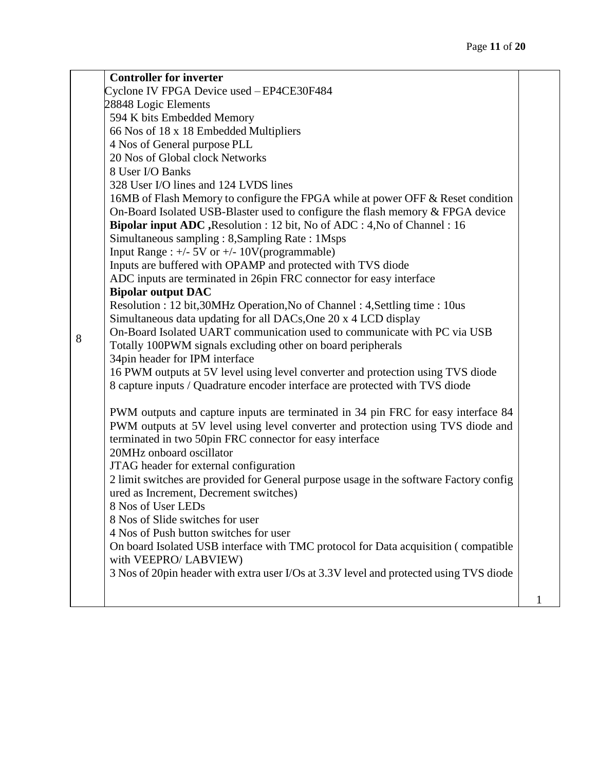| | | |
|---|---|---|
| 8 | **Controller for inverter**<br>Cyclone IV FPGA Device used – EP4CE30F484<br>28848 Logic Elements<br>594 K bits Embedded Memory<br>66 Nos of 18 x 18 Embedded Multipliers<br>4 Nos of General purpose PLL<br>20 Nos of Global clock Networks<br>8 User I/O Banks<br>328 User I/O lines and 124 LVDS lines<br>16MB of Flash Memory to configure the FPGA while at power OFF & Reset condition<br>On-Board Isolated USB-Blaster used to configure the flash memory & FPGA device<br>**Bipolar input ADC ,**Resolution : 12 bit, No of ADC : 4,No of Channel : 16<br>Simultaneous sampling : 8,Sampling Rate : 1Msps<br>Input Range : +/- 5V or +/- 10V(programmable)<br>Inputs are buffered with OPAMP and protected with TVS diode<br>ADC inputs are terminated in 26pin FRC connector for easy interface<br>**Bipolar output DAC**<br>Resolution : 12 bit,30MHz Operation,No of Channel : 4,Settling time : 10us<br>Simultaneous data updating for all DACs,One 20 x 4 LCD display<br>On-Board Isolated UART communication used to communicate with PC via USB<br>Totally 100PWM signals excluding other on board peripherals<br>34pin header for IPM interface<br>16 PWM outputs at 5V level using level converter and protection using TVS diode<br>8 capture inputs / Quadrature encoder interface are protected with TVS diode<br><br>PWM outputs and capture inputs are terminated in 34 pin FRC for easy interface 84 PWM outputs at 5V level using level converter and protection using TVS diode and terminated in two 50pin FRC connector for easy interface<br>20MHz onboard oscillator<br>JTAG header for external configuration<br>2 limit switches are provided for General purpose usage in the software Factory configured as Increment, Decrement switches)<br>8 Nos of User LEDs<br>8 Nos of Slide switches for user<br>4 Nos of Push button switches for user<br>On board Isolated USB interface with TMC protocol for Data acquisition ( compatible with VEEPRO/ LABVIEW)<br>3 Nos of 20pin header with extra user I/Os at 3.3V level and protected using TVS diode | 1 |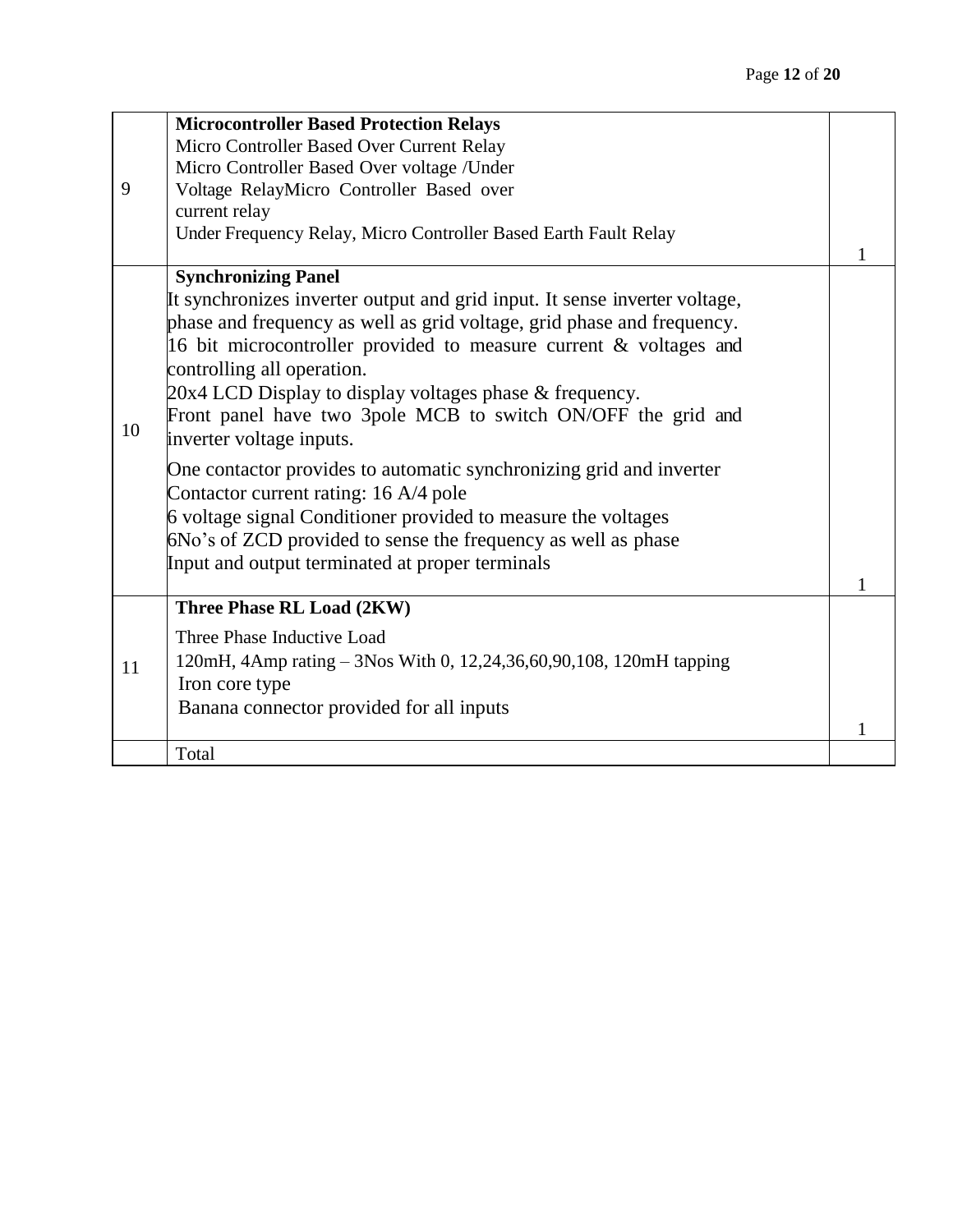| | | |
|---|---|---|
| 9 | **Microcontroller Based Protection Relays**<br>Micro Controller Based Over Current Relay<br>Micro Controller Based Over voltage /Under<br>Voltage RelayMicro Controller Based over<br>current relay<br>Under Frequency Relay, Micro Controller Based Earth Fault Relay | 1 |
| 10 | **Synchronizing Panel**<br>It synchronizes inverter output and grid input. It sense inverter voltage, phase and frequency as well as grid voltage, grid phase and frequency.<br>16 bit microcontroller provided to measure current & voltages and controlling all operation.<br>20x4 LCD Display to display voltages phase & frequency.<br>Front panel have two 3pole MCB to switch ON/OFF the grid and inverter voltage inputs.<br>One contactor provides to automatic synchronizing grid and inverter<br>Contactor current rating: 16 A/4 pole<br>6 voltage signal Conditioner provided to measure the voltages<br>6No's of ZCD provided to sense the frequency as well as phase<br>Input and output terminated at proper terminals | 1 |
| 11 | **Three Phase RL Load (2KW)**<br>Three Phase Inductive Load<br>120mH, 4Amp rating – 3Nos With 0, 12,24,36,60,90,108, 120mH tapping<br>Iron core type<br>Banana connector provided for all inputs | 1 |
| | Total | |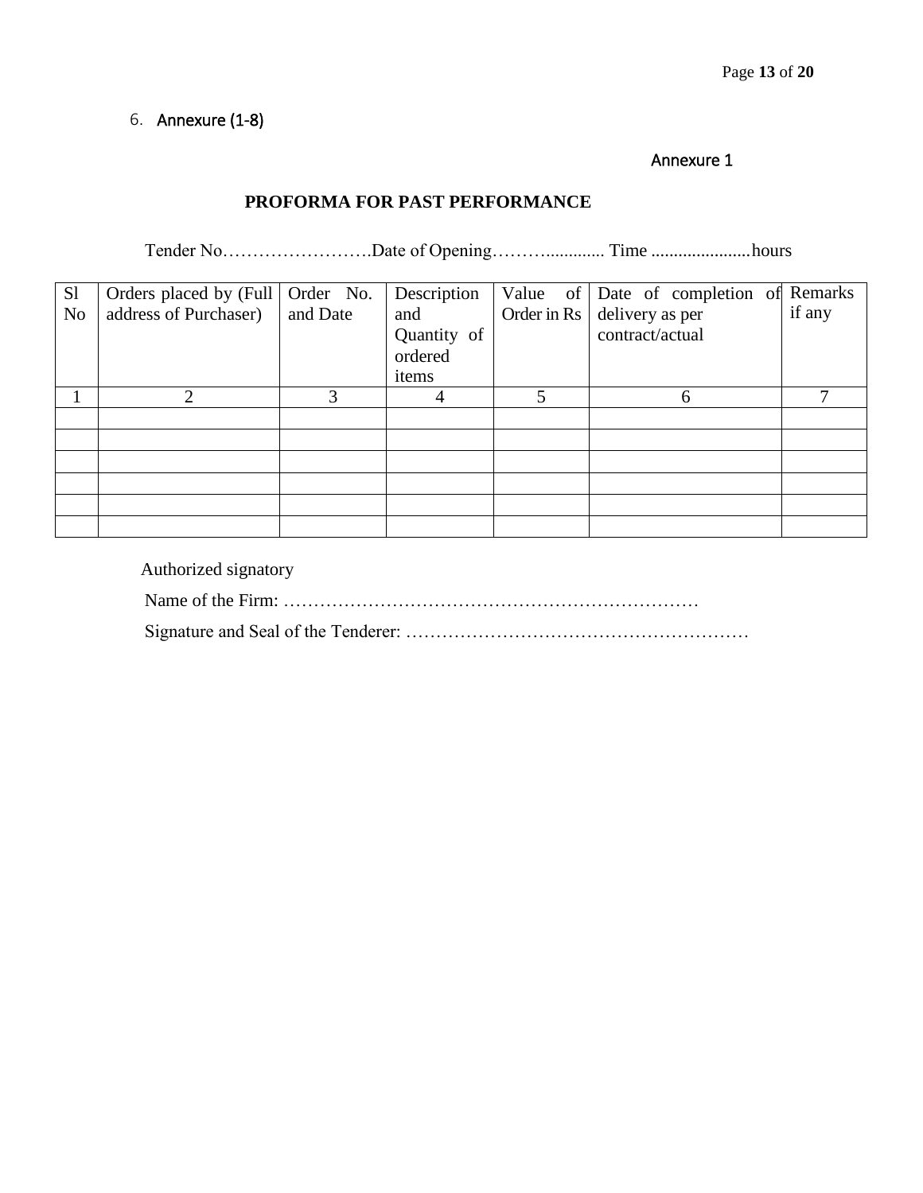6. Annexure (1-8)

Annexure 1

## PROFORMA FOR PAST PERFORMANCE

Tender No…………………….Date of Opening………............ Time ......................hours

| Sl No | Orders placed by (Full address of Purchaser) | Order No. and Date | Description and Quantity of ordered items | Value of Order in Rs | Date of completion of delivery as per contract/actual | Remarks if any |
|---|---|---|---|---|---|---|
| 1 | 2 | 3 | 4 | 5 | 6 | 7 |
| | | | | | | |
| | | | | | | |
| | | | | | | |
| | | | | | | |
| | | | | | | |
| | | | | | | |

Authorized signatory

Name of the Firm: ……………………………………………………………

Signature and Seal of the Tenderer: …………………………………………………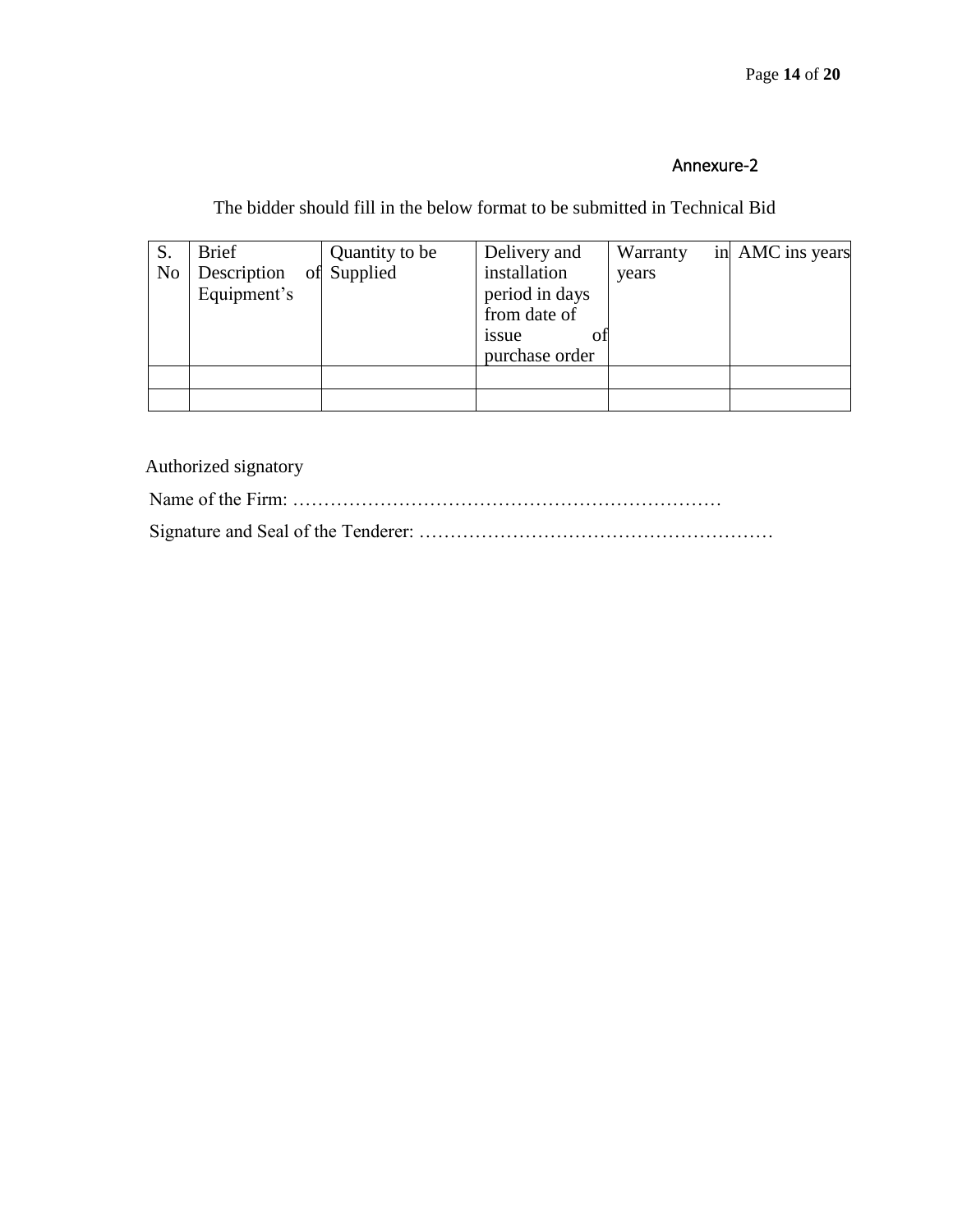Annexure-2

The bidder should fill in the below format to be submitted in Technical Bid

| S. No | Brief Description of Equipment's | Quantity to be Supplied | Delivery and installation period in days from date of issue of purchase order | Warranty in years | AMC ins years |
|---|---|---|---|---|---|
| | | | | | |
| | | | | | |

Authorized signatory

Name of the Firm: ……………………………………………………………

Signature and Seal of the Tenderer: …………………………………………………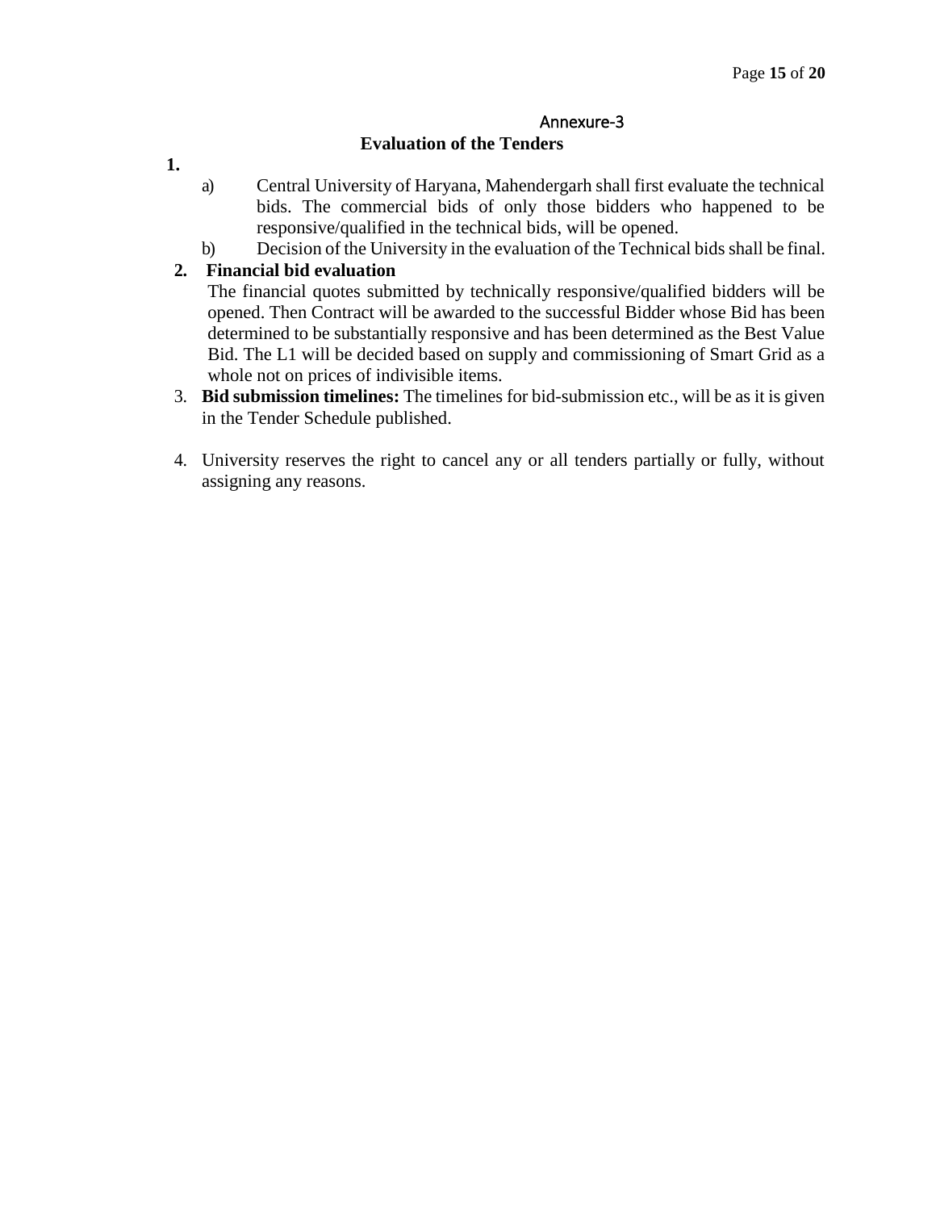Annexure-3

## Evaluation of the Tenders

**1.**

a) Central University of Haryana, Mahendergarh shall first evaluate the technical bids. The commercial bids of only those bidders who happened to be responsive/qualified in the technical bids, will be opened.

b) Decision of the University in the evaluation of the Technical bids shall be final.

**2. Financial bid evaluation**

The financial quotes submitted by technically responsive/qualified bidders will be opened. Then Contract will be awarded to the successful Bidder whose Bid has been determined to be substantially responsive and has been determined as the Best Value Bid. The L1 will be decided based on supply and commissioning of Smart Grid as a whole not on prices of indivisible items.

3. **Bid submission timelines:** The timelines for bid-submission etc., will be as it is given in the Tender Schedule published.

4. University reserves the right to cancel any or all tenders partially or fully, without assigning any reasons.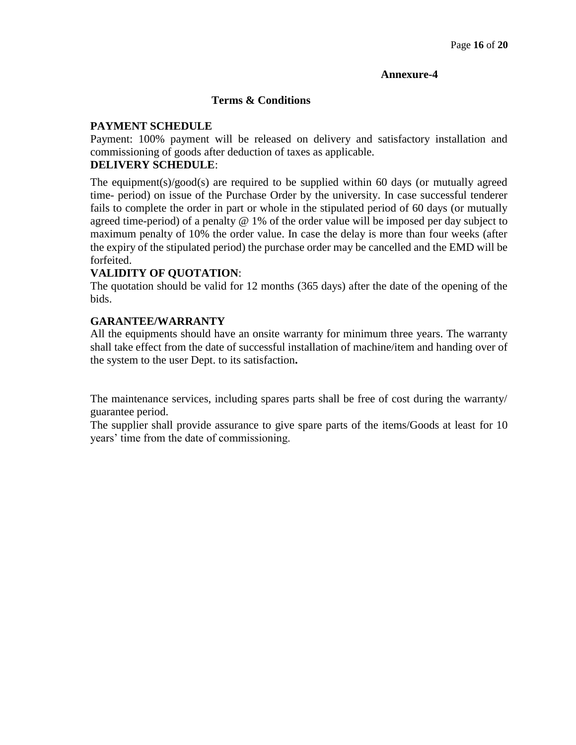**Annexure-4**

## Terms & Conditions

**PAYMENT SCHEDULE**

Payment: 100% payment will be released on delivery and satisfactory installation and commissioning of goods after deduction of taxes as applicable.

**DELIVERY SCHEDULE**:

The equipment(s)/good(s) are required to be supplied within 60 days (or mutually agreed time- period) on issue of the Purchase Order by the university. In case successful tenderer fails to complete the order in part or whole in the stipulated period of 60 days (or mutually agreed time-period) of a penalty @ 1% of the order value will be imposed per day subject to maximum penalty of 10% the order value. In case the delay is more than four weeks (after the expiry of the stipulated period) the purchase order may be cancelled and the EMD will be forfeited.

**VALIDITY OF QUOTATION**:

The quotation should be valid for 12 months (365 days) after the date of the opening of the bids.

**GARANTEE/WARRANTY**

All the equipments should have an onsite warranty for minimum three years. The warranty shall take effect from the date of successful installation of machine/item and handing over of the system to the user Dept. to its satisfaction**.**

The maintenance services, including spares parts shall be free of cost during the warranty/ guarantee period.

The supplier shall provide assurance to give spare parts of the items/Goods at least for 10 years' time from the date of commissioning.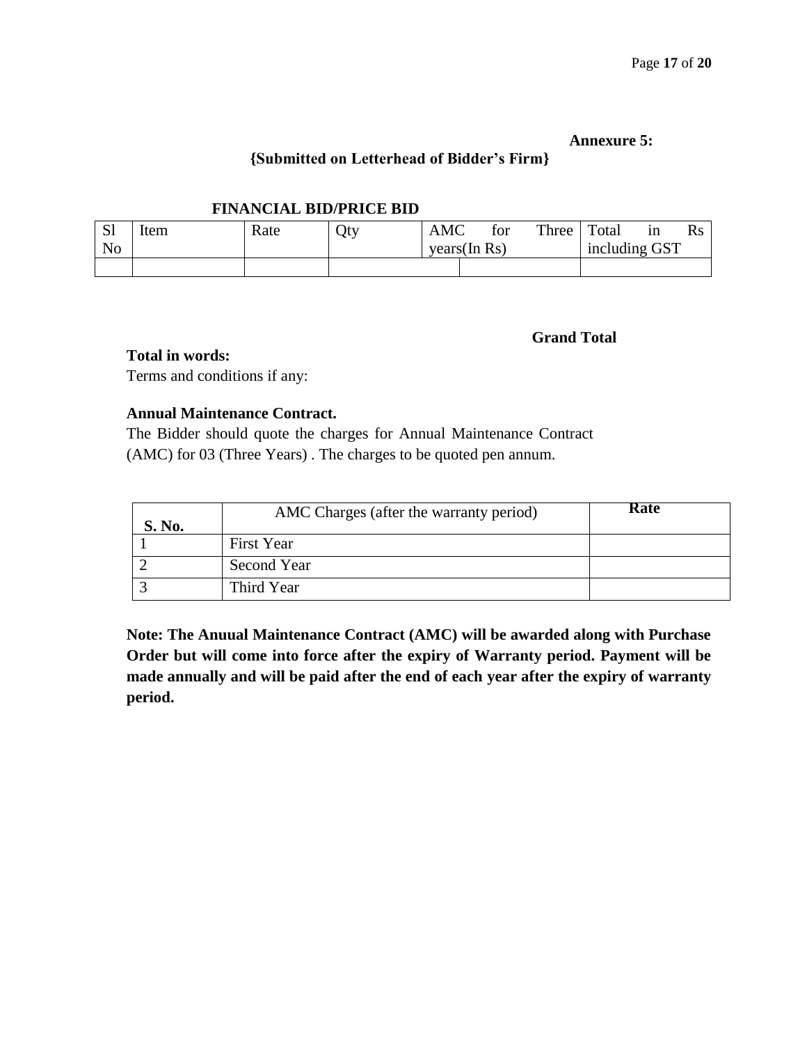**Annexure 5:**

**{Submitted on Letterhead of Bidder's Firm}**

**FINANCIAL BID/PRICE BID**

| Sl No | Item | Rate | Qty | AMC for Three years(In Rs) | | Total in Rs including GST |
|---|---|---|---|---|---|---|
| | | | | | | |

**Grand Total**

**Total in words:**

Terms and conditions if any:

**Annual Maintenance Contract.**

The Bidder should quote the charges for Annual Maintenance Contract (AMC) for 03 (Three Years) . The charges to be quoted pen annum.

| S. No. | AMC Charges (after the warranty period) | Rate |
|---|---|---|
| 1 | First Year | |
| 2 | Second Year | |
| 3 | Third Year | |

**Note: The Anuual Maintenance Contract (AMC) will be awarded along with Purchase Order but will come into force after the expiry of Warranty period. Payment will be made annually and will be paid after the end of each year after the expiry of warranty period.**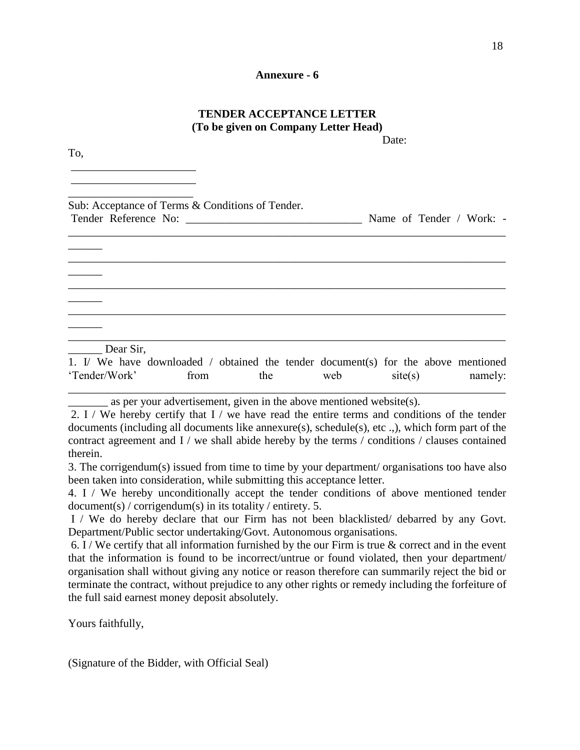**Annexure - 6**

**TENDER ACCEPTANCE LETTER**
**(To be given on Company Letter Head)**

Date:

To,

______________________

______________________

______________________

Sub: Acceptance of Terms & Conditions of Tender.

Tender Reference No: _______________________________ Name of Tender / Work: - ____________________________________________________________________________

______

____________________________________________________________________________

______

____________________________________________________________________________

______

____________________________________________________________________________

______

____________________________________________________________________________

______ Dear Sir,

1. I/ We have downloaded / obtained the tender document(s) for the above mentioned 'Tender/Work' from the web site(s) namely: ____________________________________________________________________________

_______ as per your advertisement, given in the above mentioned website(s).

2. I / We hereby certify that I / we have read the entire terms and conditions of the tender documents (including all documents like annexure(s), schedule(s), etc .,), which form part of the contract agreement and I / we shall abide hereby by the terms / conditions / clauses contained therein.

3. The corrigendum(s) issued from time to time by your department/ organisations too have also been taken into consideration, while submitting this acceptance letter.

4. I / We hereby unconditionally accept the tender conditions of above mentioned tender document(s) / corrigendum(s) in its totality / entirety. 5.

I / We do hereby declare that our Firm has not been blacklisted/ debarred by any Govt. Department/Public sector undertaking/Govt. Autonomous organisations.

6. I / We certify that all information furnished by the our Firm is true & correct and in the event that the information is found to be incorrect/untrue or found violated, then your department/ organisation shall without giving any notice or reason therefore can summarily reject the bid or terminate the contract, without prejudice to any other rights or remedy including the forfeiture of the full said earnest money deposit absolutely.

Yours faithfully,

(Signature of the Bidder, with Official Seal)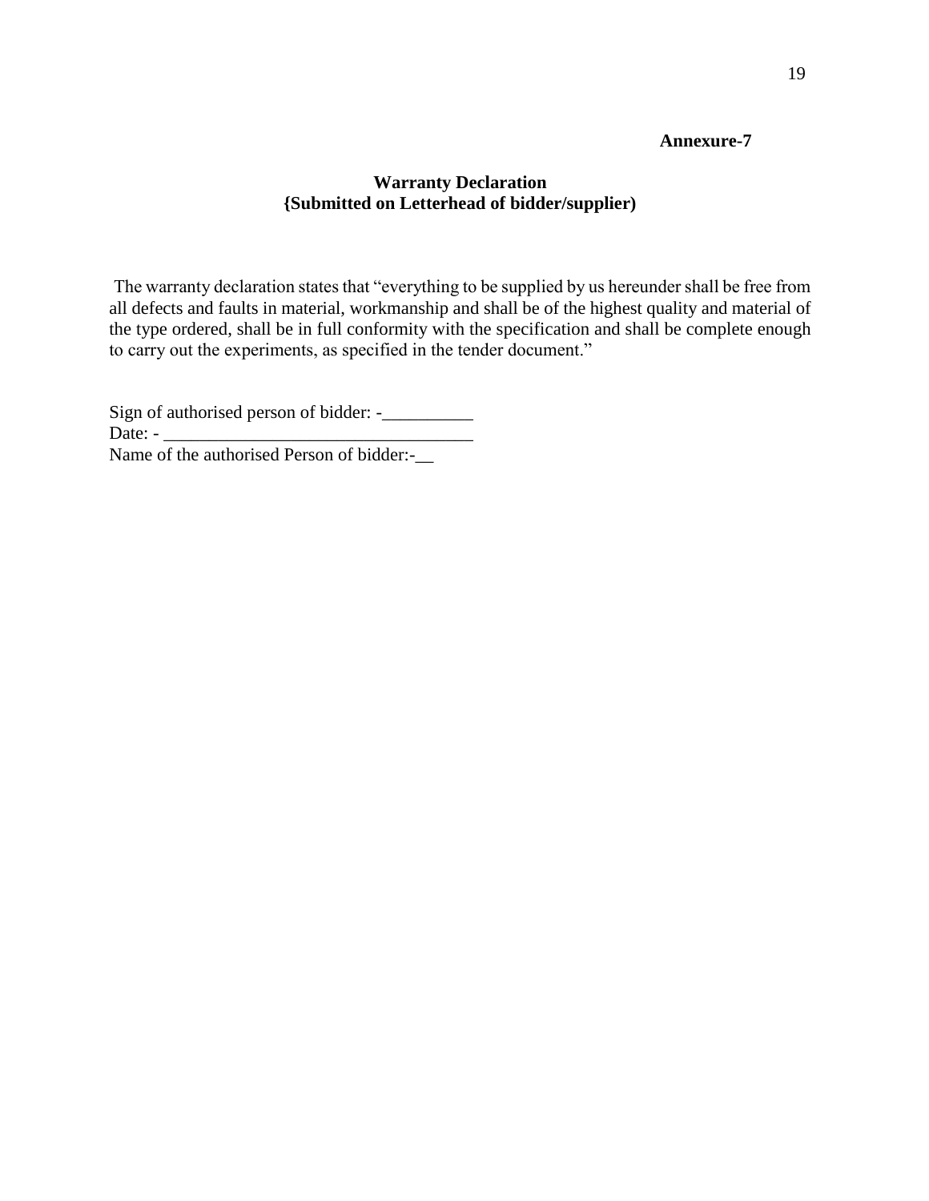**Annexure-7**

## Warranty Declaration
**{Submitted on Letterhead of bidder/supplier)**

The warranty declaration states that "everything to be supplied by us hereunder shall be free from all defects and faults in material, workmanship and shall be of the highest quality and material of the type ordered, shall be in full conformity with the specification and shall be complete enough to carry out the experiments, as specified in the tender document."

Sign of authorised person of bidder: -__________
Date: - __________________________________
Name of the authorised Person of bidder:-__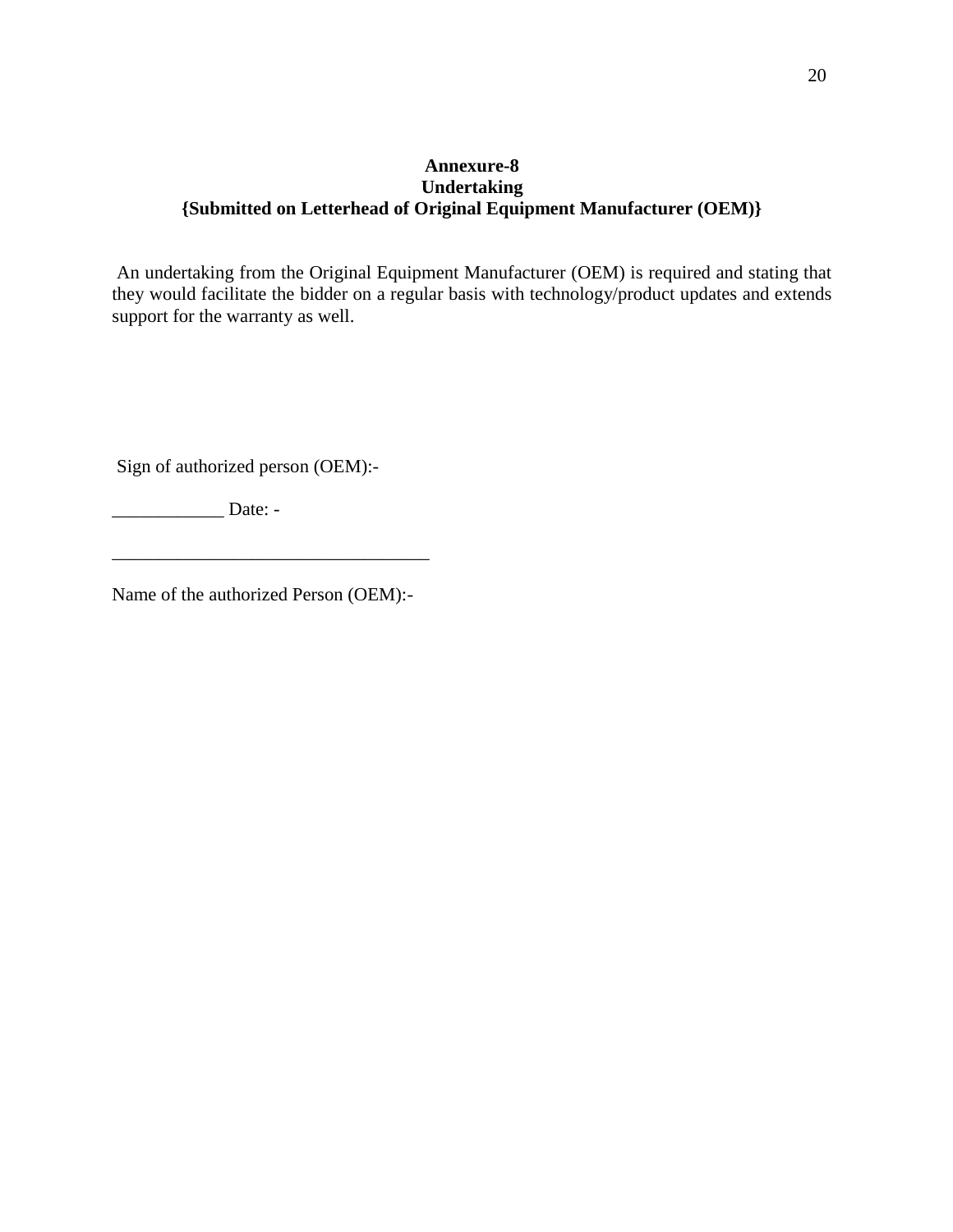**Annexure-8**
**Undertaking**
**{Submitted on Letterhead of Original Equipment Manufacturer (OEM)}**

An undertaking from the Original Equipment Manufacturer (OEM) is required and stating that they would facilitate the bidder on a regular basis with technology/product updates and extends support for the warranty as well.

Sign of authorized person (OEM):-

____________ Date: -

__________________________________

Name of the authorized Person (OEM):-